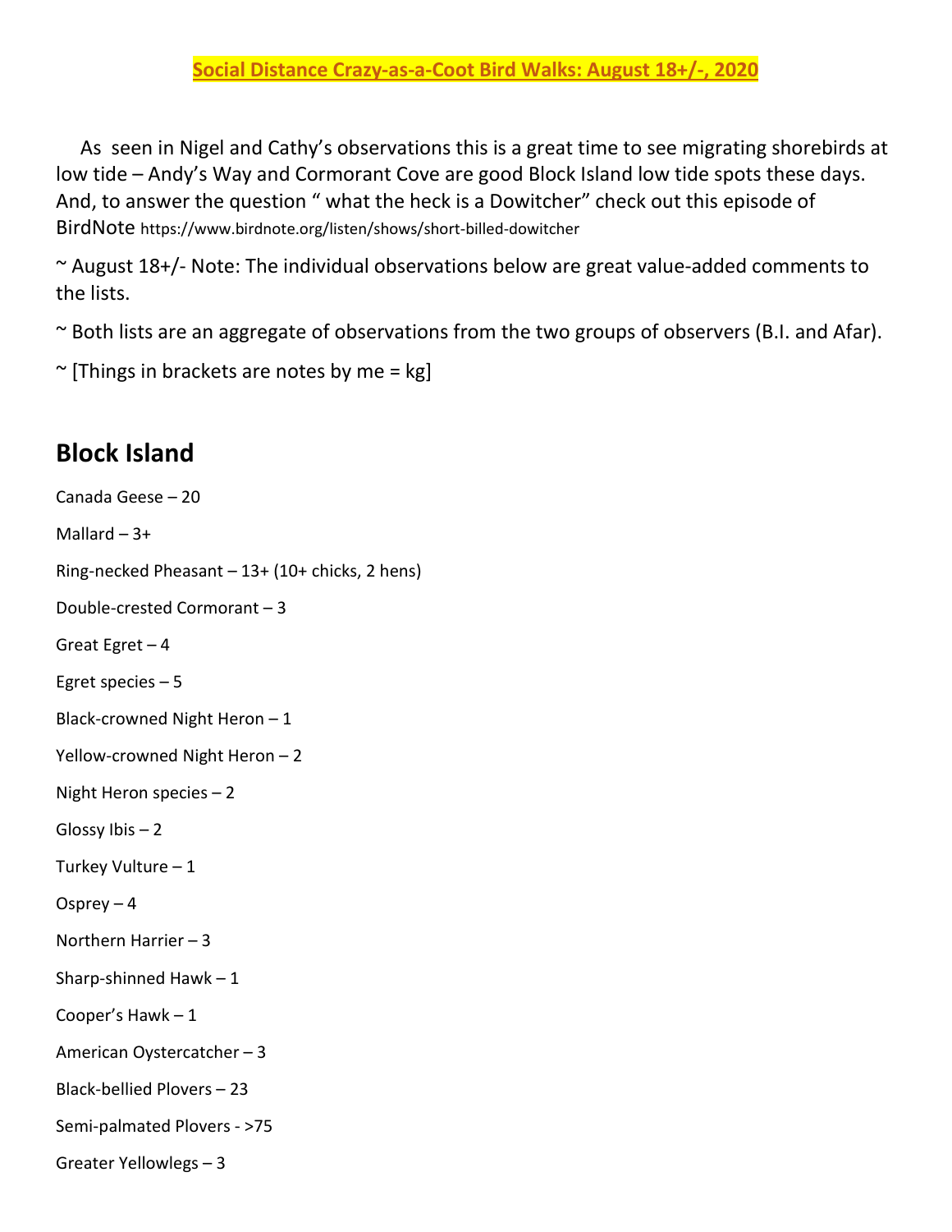**Social Distance Crazy-as-a-Coot Bird Walks: August 18+/-, 2020**

As seen in Nigel and Cathy's observations this is a great time to see migrating shorebirds at low tide – Andy's Way and Cormorant Cove are good Block Island low tide spots these days. And, to answer the question " what the heck is a Dowitcher" check out this episode of BirdNote https://www.birdnote.org/listen/shows/short-billed-dowitcher

~ August 18+/- Note: The individual observations below are great value-added comments to the lists.

~ Both lists are an aggregate of observations from the two groups of observers (B.I. and Afar).

~ [Things in brackets are notes by me = kg]

## Block Island

Canada Geese – 20

Mallard – 3+

Ring-necked Pheasant – 13+ (10+ chicks, 2 hens)

Double-crested Cormorant – 3

Great Egret – 4

Egret species – 5

Black-crowned Night Heron – 1

Yellow-crowned Night Heron – 2

Night Heron species – 2

Glossy Ibis – 2

Turkey Vulture – 1

Osprey – 4

Northern Harrier – 3

Sharp-shinned Hawk – 1

Cooper's Hawk – 1

American Oystercatcher – 3

Black-bellied Plovers – 23

Semi-palmated Plovers - >75

Greater Yellowlegs – 3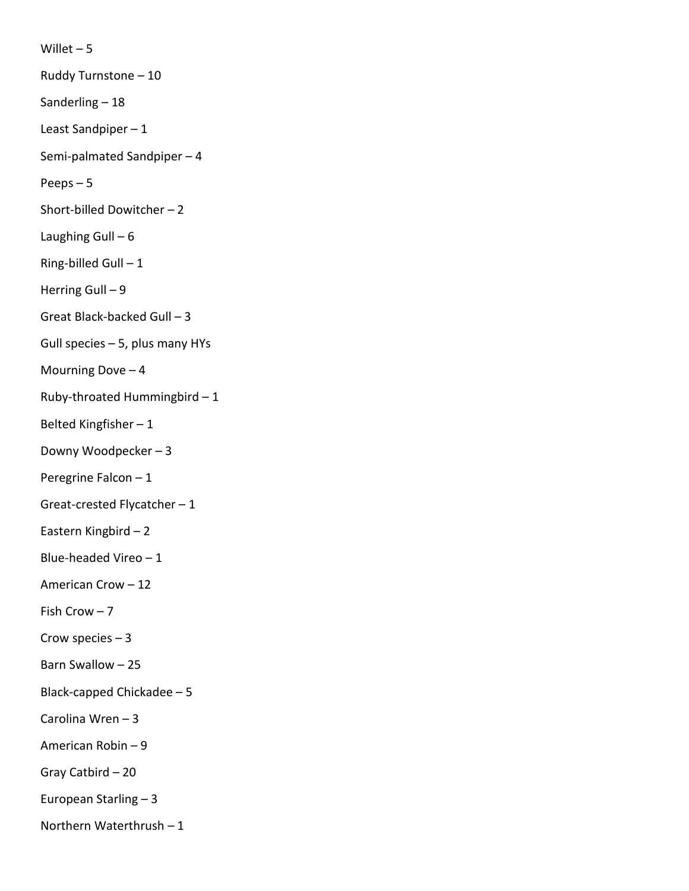Willet – 5

Ruddy Turnstone – 10

Sanderling – 18

Least Sandpiper – 1

Semi-palmated Sandpiper – 4

Peeps – 5

Short-billed Dowitcher – 2

Laughing Gull – 6

Ring-billed Gull – 1

Herring Gull – 9

Great Black-backed Gull – 3

Gull species – 5, plus many HYs

Mourning Dove – 4

Ruby-throated Hummingbird – 1

Belted Kingfisher – 1

Downy Woodpecker – 3

Peregrine Falcon – 1

Great-crested Flycatcher – 1

Eastern Kingbird – 2

Blue-headed Vireo – 1

American Crow – 12

Fish Crow – 7

Crow species – 3

Barn Swallow – 25

Black-capped Chickadee – 5

Carolina Wren – 3

American Robin – 9

Gray Catbird – 20

European Starling – 3

Northern Waterthrush – 1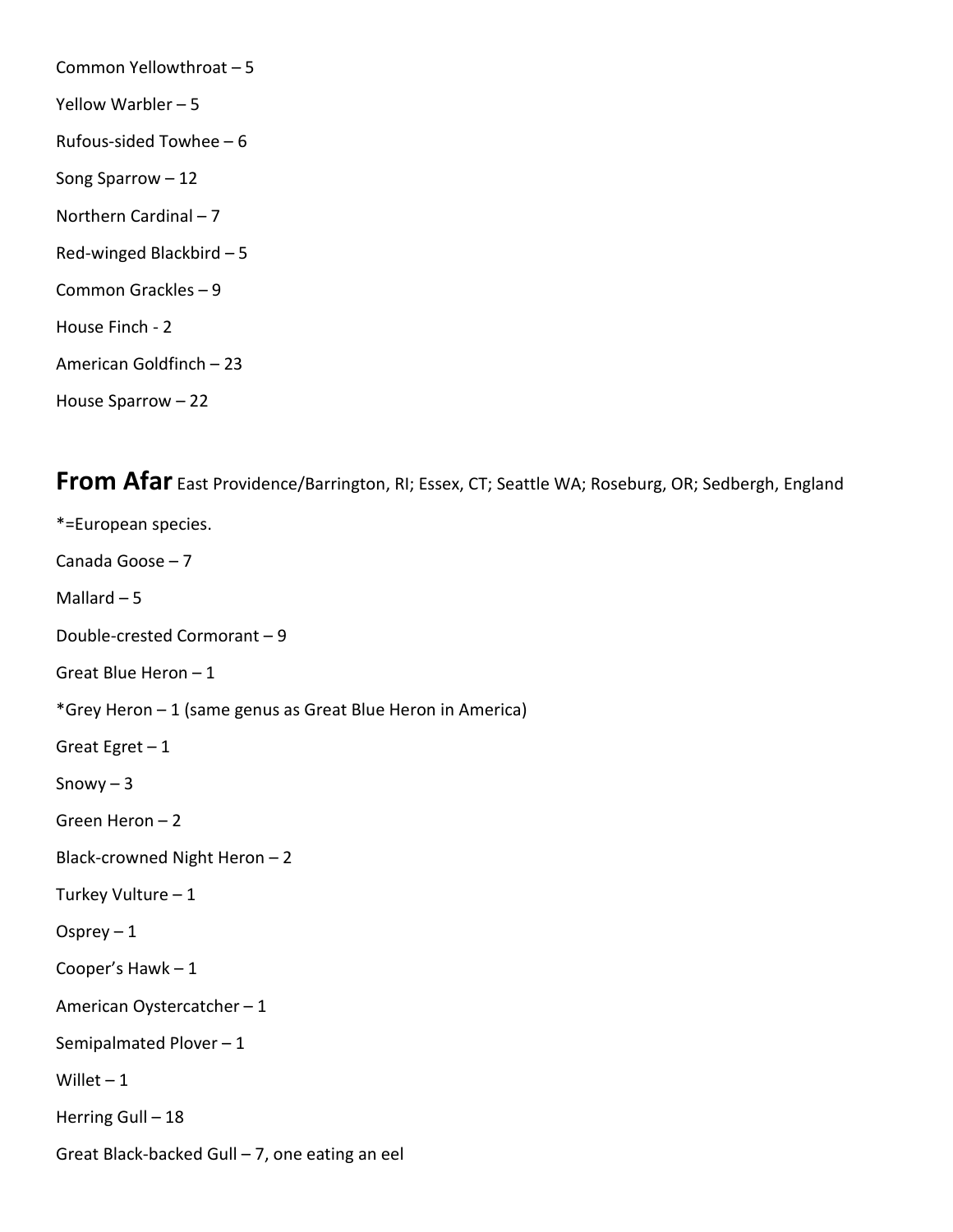Common Yellowthroat – 5

Yellow Warbler – 5

Rufous-sided Towhee – 6

Song Sparrow – 12

Northern Cardinal – 7

Red-winged Blackbird – 5

Common Grackles – 9

House Finch - 2

American Goldfinch – 23

House Sparrow – 22

## **From Afar** East Providence/Barrington, RI; Essex, CT; Seattle WA; Roseburg, OR; Sedbergh, England

*=European species.

Canada Goose – 7

Mallard – 5

Double-crested Cormorant – 9

Great Blue Heron – 1

*Grey Heron – 1 (same genus as Great Blue Heron in America)

Great Egret – 1

Snowy – 3

Green Heron – 2

Black-crowned Night Heron – 2

Turkey Vulture – 1

Osprey – 1

Cooper's Hawk – 1

American Oystercatcher – 1

Semipalmated Plover – 1

Willet – 1

Herring Gull – 18

Great Black-backed Gull – 7, one eating an eel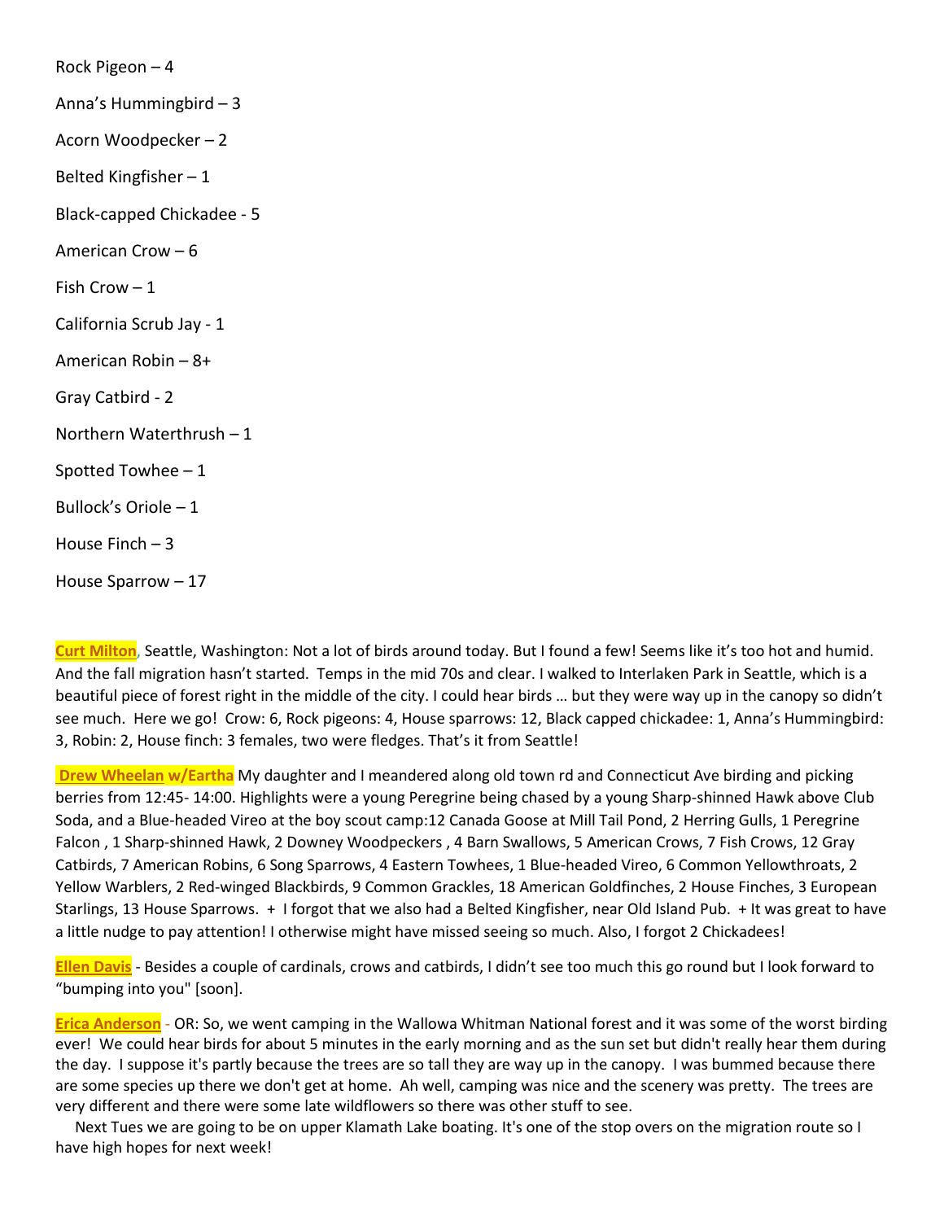Rock Pigeon – 4

Anna's Hummingbird – 3

Acorn Woodpecker – 2

Belted Kingfisher – 1

Black-capped Chickadee - 5

American Crow – 6

Fish Crow – 1

California Scrub Jay - 1

American Robin – 8+

Gray Catbird - 2

Northern Waterthrush – 1

Spotted Towhee – 1

Bullock's Oriole – 1

House Finch – 3

House Sparrow – 17

**Curt Milton**, Seattle, Washington: Not a lot of birds around today. But I found a few! Seems like it's too hot and humid. And the fall migration hasn't started. Temps in the mid 70s and clear. I walked to Interlaken Park in Seattle, which is a beautiful piece of forest right in the middle of the city. I could hear birds … but they were way up in the canopy so didn't see much. Here we go! Crow: 6, Rock pigeons: 4, House sparrows: 12, Black capped chickadee: 1, Anna's Hummingbird: 3, Robin: 2, House finch: 3 females, two were fledges. That's it from Seattle!

**Drew Wheelan w/Eartha** My daughter and I meandered along old town rd and Connecticut Ave birding and picking berries from 12:45- 14:00. Highlights were a young Peregrine being chased by a young Sharp-shinned Hawk above Club Soda, and a Blue-headed Vireo at the boy scout camp:12 Canada Goose at Mill Tail Pond, 2 Herring Gulls, 1 Peregrine Falcon , 1 Sharp-shinned Hawk, 2 Downey Woodpeckers , 4 Barn Swallows, 5 American Crows, 7 Fish Crows, 12 Gray Catbirds, 7 American Robins, 6 Song Sparrows, 4 Eastern Towhees, 1 Blue-headed Vireo, 6 Common Yellowthroats, 2 Yellow Warblers, 2 Red-winged Blackbirds, 9 Common Grackles, 18 American Goldfinches, 2 House Finches, 3 European Starlings, 13 House Sparrows. + I forgot that we also had a Belted Kingfisher, near Old Island Pub. + It was great to have a little nudge to pay attention! I otherwise might have missed seeing so much. Also, I forgot 2 Chickadees!

**Ellen Davis** - Besides a couple of cardinals, crows and catbirds, I didn't see too much this go round but I look forward to "bumping into you" [soon].

**Erica Anderson** - OR: So, we went camping in the Wallowa Whitman National forest and it was some of the worst birding ever! We could hear birds for about 5 minutes in the early morning and as the sun set but didn't really hear them during the day. I suppose it's partly because the trees are so tall they are way up in the canopy. I was bummed because there are some species up there we don't get at home. Ah well, camping was nice and the scenery was pretty. The trees are very different and there were some late wildflowers so there was other stuff to see.

Next Tues we are going to be on upper Klamath Lake boating. It's one of the stop overs on the migration route so I have high hopes for next week!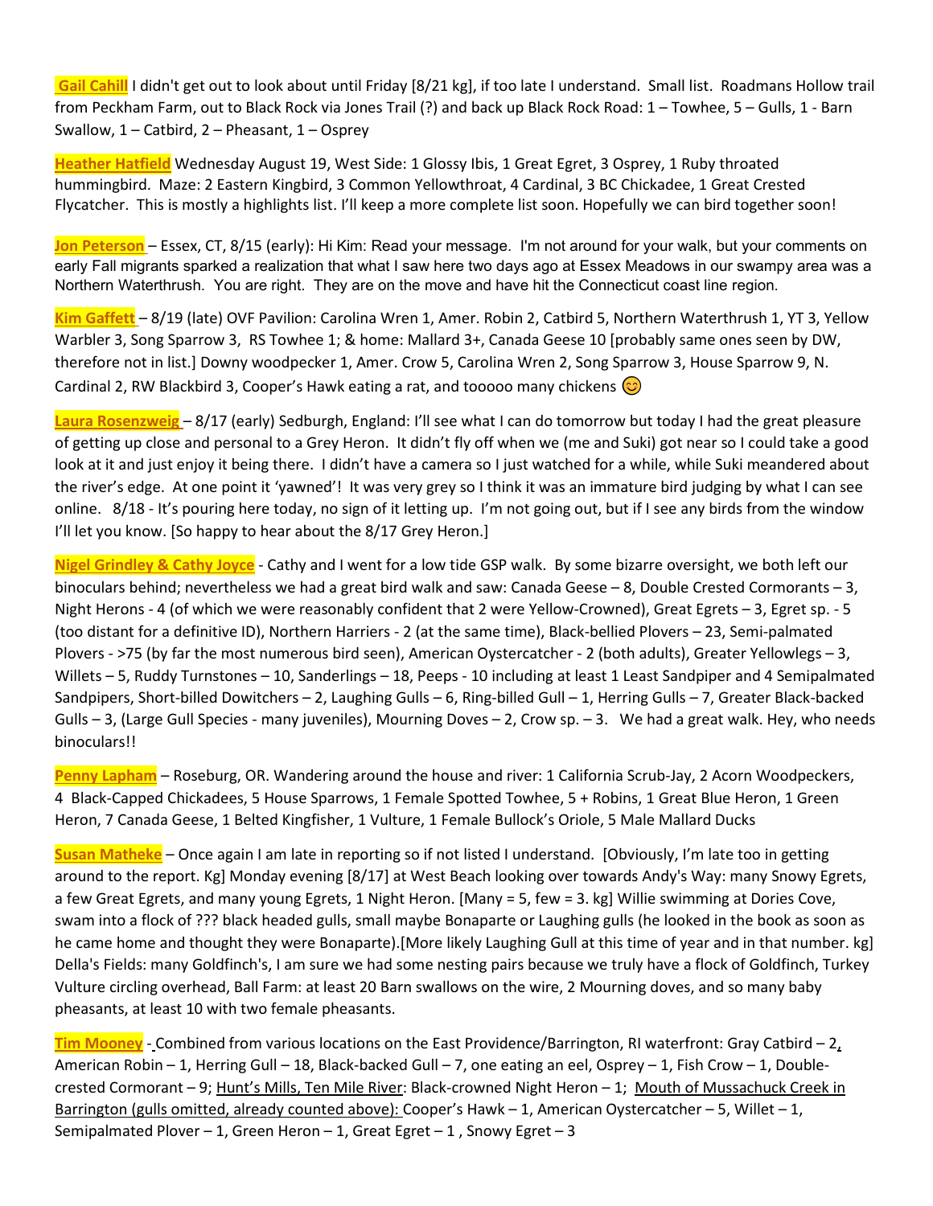**Gail Cahill** I didn't get out to look about until Friday [8/21 kg], if too late I understand. Small list. Roadmans Hollow trail from Peckham Farm, out to Black Rock via Jones Trail (?) and back up Black Rock Road: 1 – Towhee, 5 – Gulls, 1 - Barn Swallow, 1 – Catbird, 2 – Pheasant, 1 – Osprey

**Heather Hatfield** Wednesday August 19, West Side: 1 Glossy Ibis, 1 Great Egret, 3 Osprey, 1 Ruby throated hummingbird. Maze: 2 Eastern Kingbird, 3 Common Yellowthroat, 4 Cardinal, 3 BC Chickadee, 1 Great Crested Flycatcher. This is mostly a highlights list. I'll keep a more complete list soon. Hopefully we can bird together soon!

**Jon Peterson** – Essex, CT, 8/15 (early): Hi Kim: Read your message. I'm not around for your walk, but your comments on early Fall migrants sparked a realization that what I saw here two days ago at Essex Meadows in our swampy area was a Northern Waterthrush. You are right. They are on the move and have hit the Connecticut coast line region.

**Kim Gaffett** – 8/19 (late) OVF Pavilion: Carolina Wren 1, Amer. Robin 2, Catbird 5, Northern Waterthrush 1, YT 3, Yellow Warbler 3, Song Sparrow 3, RS Towhee 1; & home: Mallard 3+, Canada Geese 10 [probably same ones seen by DW, therefore not in list.] Downy woodpecker 1, Amer. Crow 5, Carolina Wren 2, Song Sparrow 3, House Sparrow 9, N. Cardinal 2, RW Blackbird 3, Cooper's Hawk eating a rat, and tooooo many chickens 😊

**Laura Rosenzweig** – 8/17 (early) Sedburgh, England: I'll see what I can do tomorrow but today I had the great pleasure of getting up close and personal to a Grey Heron. It didn't fly off when we (me and Suki) got near so I could take a good look at it and just enjoy it being there. I didn't have a camera so I just watched for a while, while Suki meandered about the river's edge. At one point it 'yawned'! It was very grey so I think it was an immature bird judging by what I can see online. 8/18 - It's pouring here today, no sign of it letting up. I'm not going out, but if I see any birds from the window I'll let you know. [So happy to hear about the 8/17 Grey Heron.]

**Nigel Grindley & Cathy Joyce** - Cathy and I went for a low tide GSP walk. By some bizarre oversight, we both left our binoculars behind; nevertheless we had a great bird walk and saw: Canada Geese – 8, Double Crested Cormorants – 3, Night Herons - 4 (of which we were reasonably confident that 2 were Yellow-Crowned), Great Egrets – 3, Egret sp. - 5 (too distant for a definitive ID), Northern Harriers - 2 (at the same time), Black-bellied Plovers – 23, Semi-palmated Plovers - >75 (by far the most numerous bird seen), American Oystercatcher - 2 (both adults), Greater Yellowlegs – 3, Willets – 5, Ruddy Turnstones – 10, Sanderlings – 18, Peeps - 10 including at least 1 Least Sandpiper and 4 Semipalmated Sandpipers, Short-billed Dowitchers – 2, Laughing Gulls – 6, Ring-billed Gull – 1, Herring Gulls – 7, Greater Black-backed Gulls – 3, (Large Gull Species - many juveniles), Mourning Doves – 2, Crow sp. – 3. We had a great walk. Hey, who needs binoculars!!

**Penny Lapham** – Roseburg, OR. Wandering around the house and river: 1 California Scrub-Jay, 2 Acorn Woodpeckers, 4 Black-Capped Chickadees, 5 House Sparrows, 1 Female Spotted Towhee, 5 + Robins, 1 Great Blue Heron, 1 Green Heron, 7 Canada Geese, 1 Belted Kingfisher, 1 Vulture, 1 Female Bullock's Oriole, 5 Male Mallard Ducks

**Susan Matheke** – Once again I am late in reporting so if not listed I understand. [Obviously, I'm late too in getting around to the report. Kg] Monday evening [8/17] at West Beach looking over towards Andy's Way: many Snowy Egrets, a few Great Egrets, and many young Egrets, 1 Night Heron. [Many = 5, few = 3. kg] Willie swimming at Dories Cove, swam into a flock of ??? black headed gulls, small maybe Bonaparte or Laughing gulls (he looked in the book as soon as he came home and thought they were Bonaparte).[More likely Laughing Gull at this time of year and in that number. kg] Della's Fields: many Goldfinch's, I am sure we had some nesting pairs because we truly have a flock of Goldfinch, Turkey Vulture circling overhead, Ball Farm: at least 20 Barn swallows on the wire, 2 Mourning doves, and so many baby pheasants, at least 10 with two female pheasants.

**Tim Mooney** - Combined from various locations on the East Providence/Barrington, RI waterfront: Gray Catbird – 2, American Robin – 1, Herring Gull – 18, Black-backed Gull – 7, one eating an eel, Osprey – 1, Fish Crow – 1, Double-crested Cormorant – 9; Hunt's Mills, Ten Mile River: Black-crowned Night Heron – 1; Mouth of Mussachuck Creek in Barrington (gulls omitted, already counted above): Cooper's Hawk – 1, American Oystercatcher – 5, Willet – 1, Semipalmated Plover – 1, Green Heron – 1, Great Egret – 1 , Snowy Egret – 3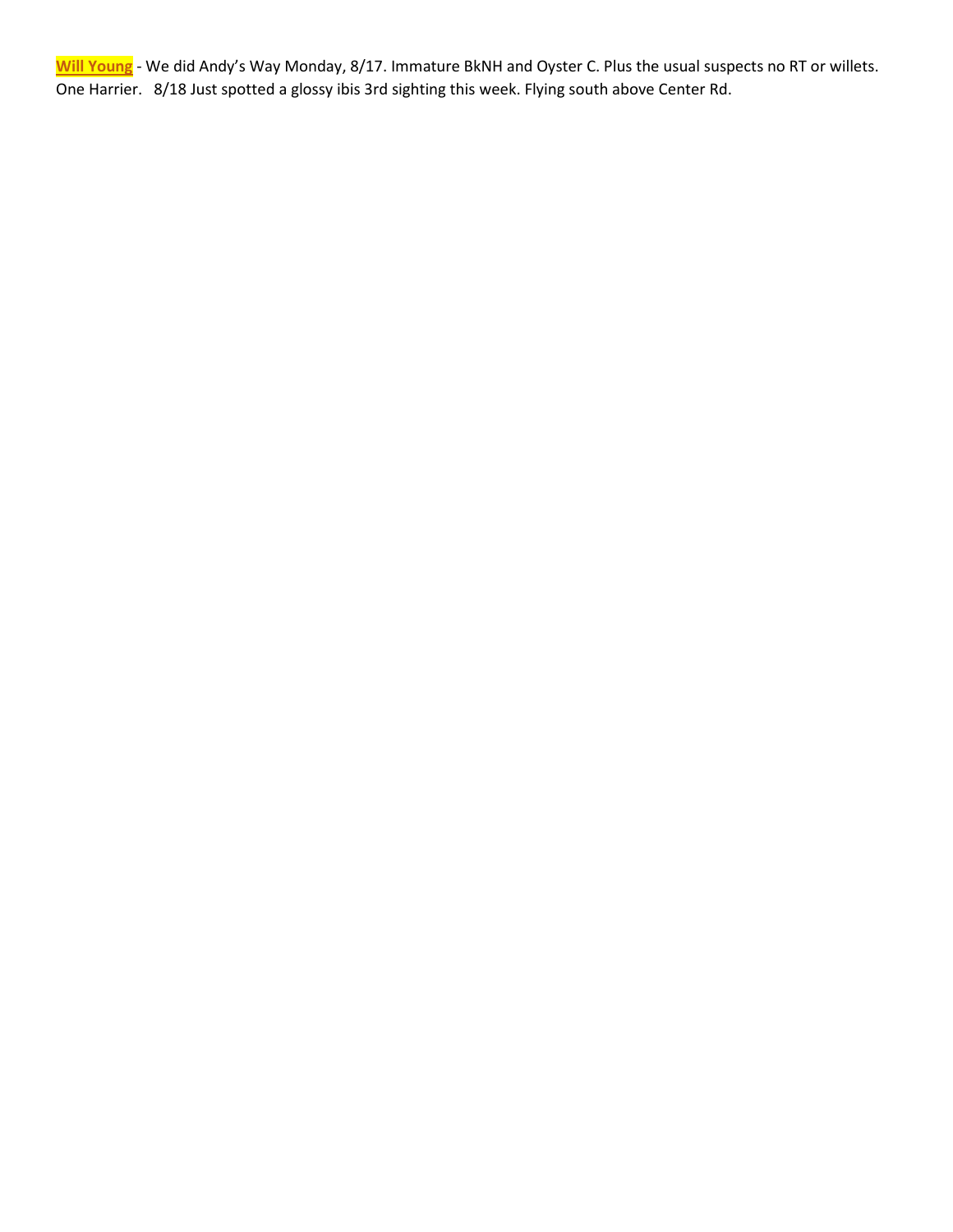**Will Young** - We did Andy's Way Monday, 8/17. Immature BkNH and Oyster C. Plus the usual suspects no RT or willets. One Harrier. 8/18 Just spotted a glossy ibis 3rd sighting this week. Flying south above Center Rd.